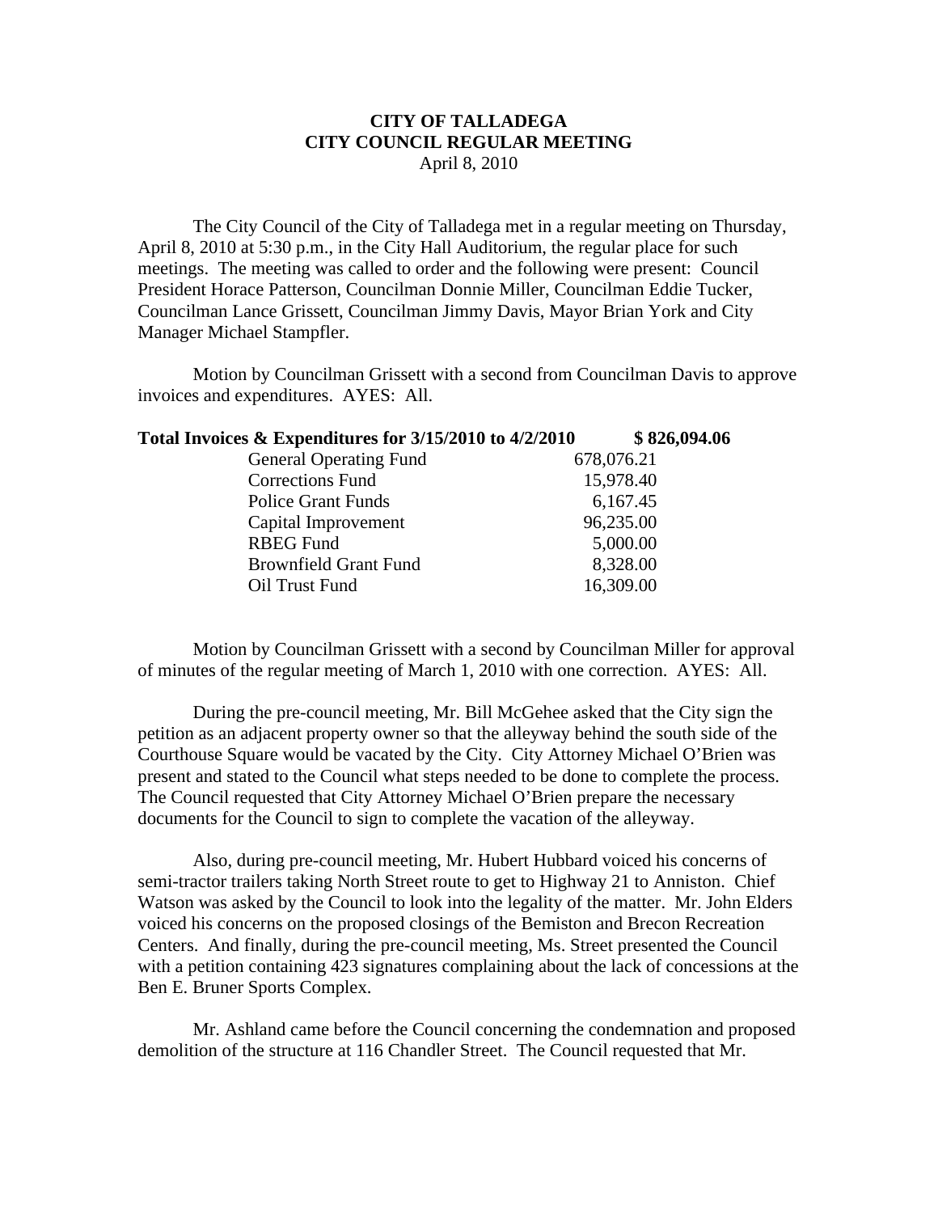**CITY OF TALLADEGA**
**CITY COUNCIL REGULAR MEETING**
April 8, 2010

The City Council of the City of Talladega met in a regular meeting on Thursday, April 8, 2010 at 5:30 p.m., in the City Hall Auditorium, the regular place for such meetings. The meeting was called to order and the following were present: Council President Horace Patterson, Councilman Donnie Miller, Councilman Eddie Tucker, Councilman Lance Grissett, Councilman Jimmy Davis, Mayor Brian York and City Manager Michael Stampfler.

Motion by Councilman Grissett with a second from Councilman Davis to approve invoices and expenditures. AYES: All.

| **Total Invoices & Expenditures for 3/15/2010 to 4/2/2010** | | **$ 826,094.06** |
|---|---|---|
| General Operating Fund | 678,076.21 | |
| Corrections Fund | 15,978.40 | |
| Police Grant Funds | 6,167.45 | |
| Capital Improvement | 96,235.00 | |
| RBEG Fund | 5,000.00 | |
| Brownfield Grant Fund | 8,328.00 | |
| Oil Trust Fund | 16,309.00 | |

Motion by Councilman Grissett with a second by Councilman Miller for approval of minutes of the regular meeting of March 1, 2010 with one correction. AYES: All.

During the pre-council meeting, Mr. Bill McGehee asked that the City sign the petition as an adjacent property owner so that the alleyway behind the south side of the Courthouse Square would be vacated by the City. City Attorney Michael O'Brien was present and stated to the Council what steps needed to be done to complete the process. The Council requested that City Attorney Michael O'Brien prepare the necessary documents for the Council to sign to complete the vacation of the alleyway.

Also, during pre-council meeting, Mr. Hubert Hubbard voiced his concerns of semi-tractor trailers taking North Street route to get to Highway 21 to Anniston. Chief Watson was asked by the Council to look into the legality of the matter. Mr. John Elders voiced his concerns on the proposed closings of the Bemiston and Brecon Recreation Centers. And finally, during the pre-council meeting, Ms. Street presented the Council with a petition containing 423 signatures complaining about the lack of concessions at the Ben E. Bruner Sports Complex.

Mr. Ashland came before the Council concerning the condemnation and proposed demolition of the structure at 116 Chandler Street. The Council requested that Mr.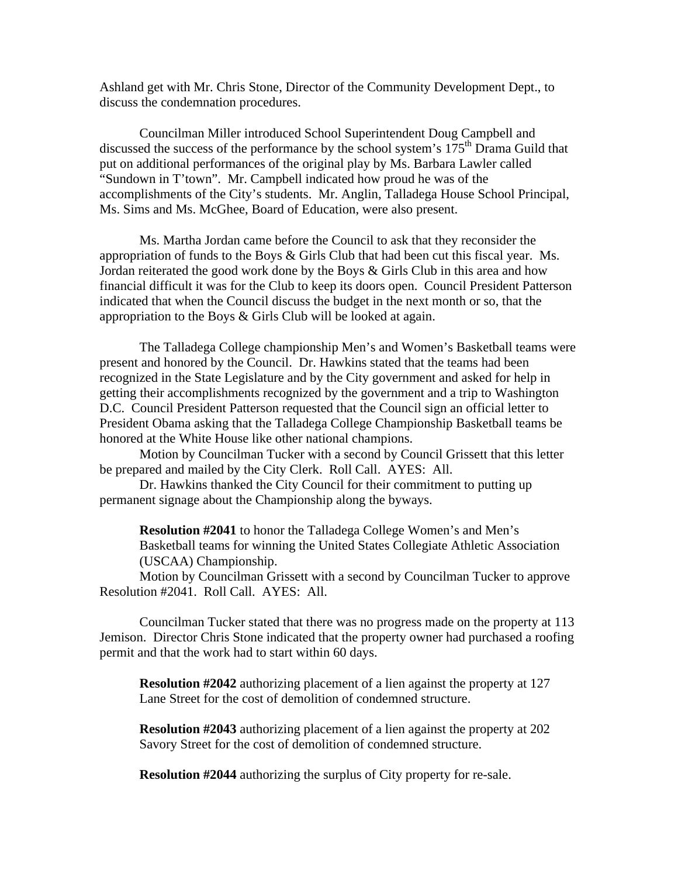Ashland get with Mr. Chris Stone, Director of the Community Development Dept., to discuss the condemnation procedures.

Councilman Miller introduced School Superintendent Doug Campbell and discussed the success of the performance by the school system's 175th Drama Guild that put on additional performances of the original play by Ms. Barbara Lawler called "Sundown in T'town". Mr. Campbell indicated how proud he was of the accomplishments of the City's students. Mr. Anglin, Talladega House School Principal, Ms. Sims and Ms. McGhee, Board of Education, were also present.

Ms. Martha Jordan came before the Council to ask that they reconsider the appropriation of funds to the Boys & Girls Club that had been cut this fiscal year. Ms. Jordan reiterated the good work done by the Boys & Girls Club in this area and how financial difficult it was for the Club to keep its doors open. Council President Patterson indicated that when the Council discuss the budget in the next month or so, that the appropriation to the Boys & Girls Club will be looked at again.

The Talladega College championship Men's and Women's Basketball teams were present and honored by the Council. Dr. Hawkins stated that the teams had been recognized in the State Legislature and by the City government and asked for help in getting their accomplishments recognized by the government and a trip to Washington D.C. Council President Patterson requested that the Council sign an official letter to President Obama asking that the Talladega College Championship Basketball teams be honored at the White House like other national champions.

Motion by Councilman Tucker with a second by Council Grissett that this letter be prepared and mailed by the City Clerk. Roll Call. AYES: All.

Dr. Hawkins thanked the City Council for their commitment to putting up permanent signage about the Championship along the byways.

**Resolution #2041** to honor the Talladega College Women's and Men's Basketball teams for winning the United States Collegiate Athletic Association (USCAA) Championship.

Motion by Councilman Grissett with a second by Councilman Tucker to approve Resolution #2041. Roll Call. AYES: All.

Councilman Tucker stated that there was no progress made on the property at 113 Jemison. Director Chris Stone indicated that the property owner had purchased a roofing permit and that the work had to start within 60 days.

**Resolution #2042** authorizing placement of a lien against the property at 127 Lane Street for the cost of demolition of condemned structure.

**Resolution #2043** authorizing placement of a lien against the property at 202 Savory Street for the cost of demolition of condemned structure.

**Resolution #2044** authorizing the surplus of City property for re-sale.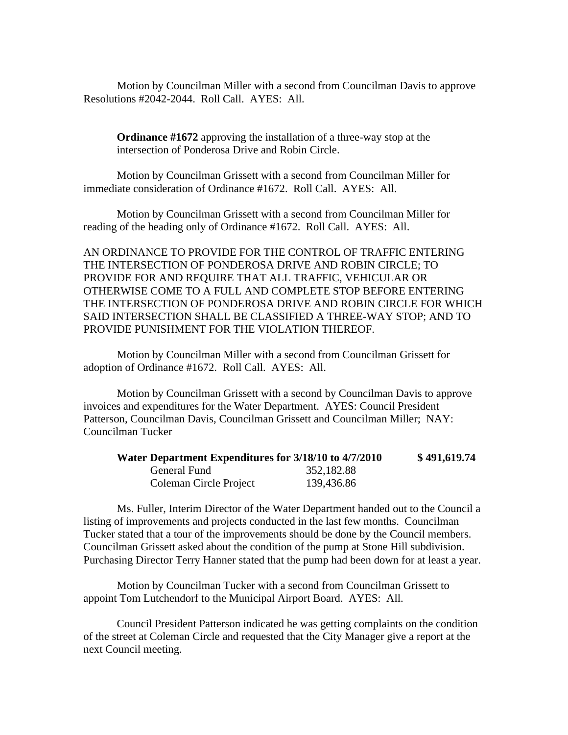Motion by Councilman Miller with a second from Councilman Davis to approve Resolutions #2042-2044. Roll Call. AYES: All.

**Ordinance #1672** approving the installation of a three-way stop at the intersection of Ponderosa Drive and Robin Circle.

Motion by Councilman Grissett with a second from Councilman Miller for immediate consideration of Ordinance #1672. Roll Call. AYES: All.

Motion by Councilman Grissett with a second from Councilman Miller for reading of the heading only of Ordinance #1672. Roll Call. AYES: All.

AN ORDINANCE TO PROVIDE FOR THE CONTROL OF TRAFFIC ENTERING THE INTERSECTION OF PONDEROSA DRIVE AND ROBIN CIRCLE; TO PROVIDE FOR AND REQUIRE THAT ALL TRAFFIC, VEHICULAR OR OTHERWISE COME TO A FULL AND COMPLETE STOP BEFORE ENTERING THE INTERSECTION OF PONDEROSA DRIVE AND ROBIN CIRCLE FOR WHICH SAID INTERSECTION SHALL BE CLASSIFIED A THREE-WAY STOP; AND TO PROVIDE PUNISHMENT FOR THE VIOLATION THEREOF.

Motion by Councilman Miller with a second from Councilman Grissett for adoption of Ordinance #1672. Roll Call. AYES: All.

Motion by Councilman Grissett with a second by Councilman Davis to approve invoices and expenditures for the Water Department. AYES: Council President Patterson, Councilman Davis, Councilman Grissett and Councilman Miller; NAY: Councilman Tucker

| **Water Department Expenditures for 3/18/10 to 4/7/2010** | | **$ 491,619.74** |
|---|---|---|
| General Fund | 352,182.88 | |
| Coleman Circle Project | 139,436.86 | |

Ms. Fuller, Interim Director of the Water Department handed out to the Council a listing of improvements and projects conducted in the last few months. Councilman Tucker stated that a tour of the improvements should be done by the Council members. Councilman Grissett asked about the condition of the pump at Stone Hill subdivision. Purchasing Director Terry Hanner stated that the pump had been down for at least a year.

Motion by Councilman Tucker with a second from Councilman Grissett to appoint Tom Lutchendorf to the Municipal Airport Board. AYES: All.

Council President Patterson indicated he was getting complaints on the condition of the street at Coleman Circle and requested that the City Manager give a report at the next Council meeting.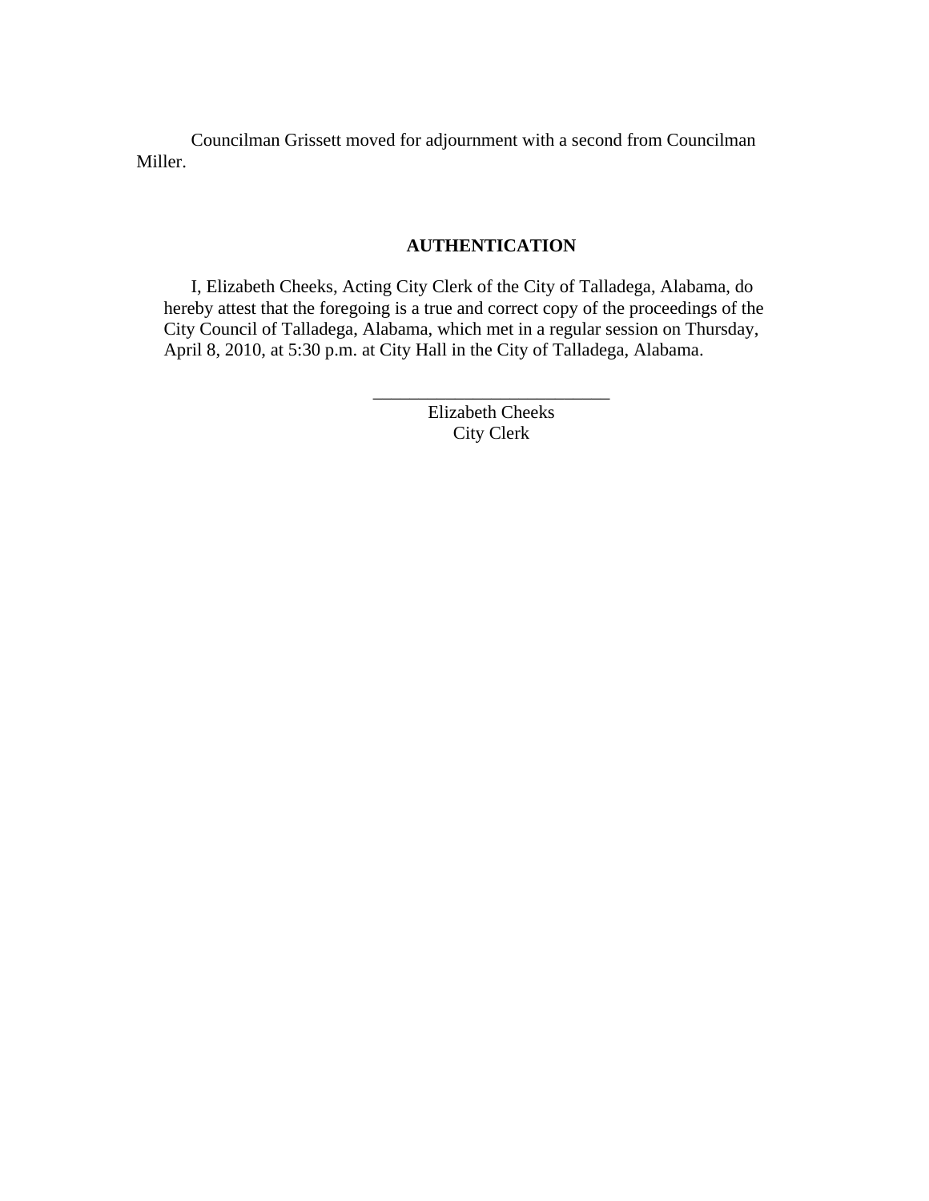Councilman Grissett moved for adjournment with a second from Councilman Miller.

**AUTHENTICATION**

I, Elizabeth Cheeks, Acting City Clerk of the City of Talladega, Alabama, do hereby attest that the foregoing is a true and correct copy of the proceedings of the City Council of Talladega, Alabama, which met in a regular session on Thursday, April 8, 2010, at 5:30 p.m. at City Hall in the City of Talladega, Alabama.

___________________________

Elizabeth Cheeks
City Clerk